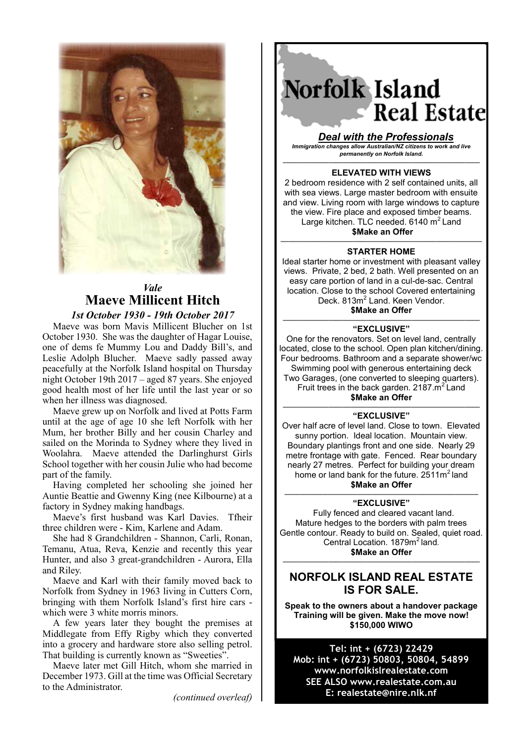*Vale*

# Maeve Millicent Hitch

*1st October 1930 - 19th October 2017*

Maeve was born Mavis Millicent Blucher on 1st October 1930. She was the daughter of Hagar Louise, one of dems fe Mummy Lou and Daddy Bill's, and Leslie Adolph Blucher. Maeve sadly passed away peacefully at the Norfolk Island hospital on Thursday night October 19th 2017 – aged 87 years. She enjoyed good health most of her life until the last year or so when her illness was diagnosed.

Maeve grew up on Norfolk and lived at Potts Farm until at the age of age 10 she left Norfolk with her Mum, her brother Billy and her cousin Charley and sailed on the Morinda to Sydney where they lived in Woolahra. Maeve attended the Darlinghurst Girls School together with her cousin Julie who had become part of the family.

Having completed her schooling she joined her Auntie Beattie and Gwenny King (nee Kilbourne) at a factory in Sydney making handbags.

Maeve's first husband was Karl Davies. Tfheir three children were - Kim, Karlene and Adam.

She had 8 Grandchildren - Shannon, Carli, Ronan, Temanu, Atua, Reva, Kenzie and recently this year Hunter, and also 3 great-grandchildren - Aurora, Ella and Riley.

Maeve and Karl with their family moved back to Norfolk from Sydney in 1963 living in Cutters Corn, bringing with them Norfolk Island's first hire cars - which were 3 white morris minors.

A few years later they bought the premises at Middlegate from Effy Rigby which they converted into a grocery and hardware store also selling petrol. That building is currently known as "Sweeties".

Maeve later met Gill Hitch, whom she married in December 1973. Gill at the time was Official Secretary to the Administrator.

*(continued overleaf)*

---

# Norfolk Island Real Estate

***Deal with the Professionals***

***Immigration changes allow Australian/NZ citizens to work and live permanently on Norfolk Island.***

**ELEVATED WITH VIEWS**

2 bedroom residence with 2 self contained units, all with sea views. Large master bedroom with ensuite and view. Living room with large windows to capture the view. Fire place and exposed timber beams. Large kitchen. TLC needed. 6140 m$^2$ Land

**$Make an Offer**

**STARTER HOME**

Ideal starter home or investment with pleasant valley views. Private, 2 bed, 2 bath. Well presented on an easy care portion of land in a cul-de-sac. Central location. Close to the school Covered entertaining Deck. 813m$^2$ Land. Keen Vendor.

**$Make an Offer**

**"EXCLUSIVE"**

One for the renovators. Set on level land, centrally located, close to the school. Open plan kitchen/dining. Four bedrooms. Bathroom and a separate shower/wc Swimming pool with generous entertaining deck Two Garages, (one converted to sleeping quarters). Fruit trees in the back garden. 2187.m$^2$ Land

**$Make an Offer**

**"EXCLUSIVE"**

Over half acre of level land. Close to town. Elevated sunny portion. Ideal location. Mountain view. Boundary plantings front and one side. Nearly 29 metre frontage with gate. Fenced. Rear boundary nearly 27 metres. Perfect for building your dream home or land bank for the future. 2511m$^2$ land

**$Make an Offer**

**"EXCLUSIVE"**

Fully fenced and cleared vacant land. Mature hedges to the borders with palm trees Gentle contour. Ready to build on. Sealed, quiet road. Central Location. 1879m$^2$ land.

**$Make an Offer**

## NORFOLK ISLAND REAL ESTATE IS FOR SALE.

**Speak to the owners about a handover package Training will be given. Make the move now! $150,000 WIWO**

**Tel: int + (6723) 22429**
**Mob: int + (6723) 50803, 50804, 54899**
**www.norfolkislrealestate.com**
**SEE ALSO www.realestate.com.au**
**E: realestate@nire.nlk.nf**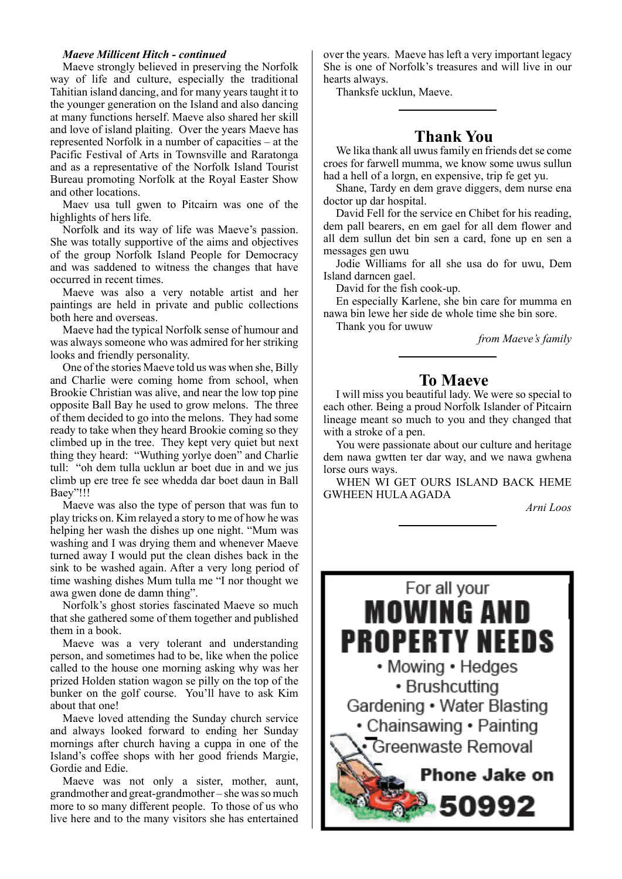***Maeve Millicent Hitch - continued***

Maeve strongly believed in preserving the Norfolk way of life and culture, especially the traditional Tahitian island dancing, and for many years taught it to the younger generation on the Island and also dancing at many functions herself. Maeve also shared her skill and love of island plaiting. Over the years Maeve has represented Norfolk in a number of capacities – at the Pacific Festival of Arts in Townsville and Raratonga and as a representative of the Norfolk Island Tourist Bureau promoting Norfolk at the Royal Easter Show and other locations.

Maev usa tull gwen to Pitcairn was one of the highlights of hers life.

Norfolk and its way of life was Maeve's passion. She was totally supportive of the aims and objectives of the group Norfolk Island People for Democracy and was saddened to witness the changes that have occurred in recent times.

Maeve was also a very notable artist and her paintings are held in private and public collections both here and overseas.

Maeve had the typical Norfolk sense of humour and was always someone who was admired for her striking looks and friendly personality.

One of the stories Maeve told us was when she, Billy and Charlie were coming home from school, when Brookie Christian was alive, and near the low top pine opposite Ball Bay he used to grow melons. The three of them decided to go into the melons. They had some ready to take when they heard Brookie coming so they climbed up in the tree. They kept very quiet but next thing they heard: "Wuthing yorlye doen" and Charlie tull: "oh dem tulla ucklun ar boet due in and we jus climb up ere tree fe see whedda dar boet daun in Ball Baey"!!!

Maeve was also the type of person that was fun to play tricks on. Kim relayed a story to me of how he was helping her wash the dishes up one night. "Mum was washing and I was drying them and whenever Maeve turned away I would put the clean dishes back in the sink to be washed again. After a very long period of time washing dishes Mum tulla me "I nor thought we awa gwen done de damn thing".

Norfolk's ghost stories fascinated Maeve so much that she gathered some of them together and published them in a book.

Maeve was a very tolerant and understanding person, and sometimes had to be, like when the police called to the house one morning asking why was her prized Holden station wagon se pilly on the top of the bunker on the golf course. You'll have to ask Kim about that one!

Maeve loved attending the Sunday church service and always looked forward to ending her Sunday mornings after church having a cuppa in one of the Island's coffee shops with her good friends Margie, Gordie and Edie.

Maeve was not only a sister, mother, aunt, grandmother and great-grandmother – she was so much more to so many different people. To those of us who live here and to the many visitors she has entertained over the years. Maeve has left a very important legacy She is one of Norfolk's treasures and will live in our hearts always.

Thanksfe ucklun, Maeve.

---

## Thank You

We lika thank all uwus family en friends det se come croes for farwell mumma, we know some uwus sullun had a hell of a lorgn, en expensive, trip fe get yu.

Shane, Tardy en dem grave diggers, dem nurse ena doctor up dar hospital.

David Fell for the service en Chibet for his reading, dem pall bearers, en em gael for all dem flower and all dem sullun det bin sen a card, fone up en sen a messages gen uwu

Jodie Williams for all she usa do for uwu, Dem Island darncen gael.

David for the fish cook-up.

En especially Karlene, she bin care for mumma en nawa bin lewe her side de whole time she bin sore.

Thank you for uwuw

*from Maeve's family*

---

## To Maeve

I will miss you beautiful lady. We were so special to each other. Being a proud Norfolk Islander of Pitcairn lineage meant so much to you and they changed that with a stroke of a pen.

You were passionate about our culture and heritage dem nawa gwtten ter dar way, and we nawa gwhena lorse ours ways.

WHEN WI GET OURS ISLAND BACK HEME GWHEEN HULA AGADA

*Arni Loos*

---

For all your
**MOWING AND PROPERTY NEEDS**
• Mowing • Hedges
• Brushcutting
Gardening • Water Blasting
• Chainsawing • Painting
• Greenwaste Removal
**Phone Jake on**
**50992**